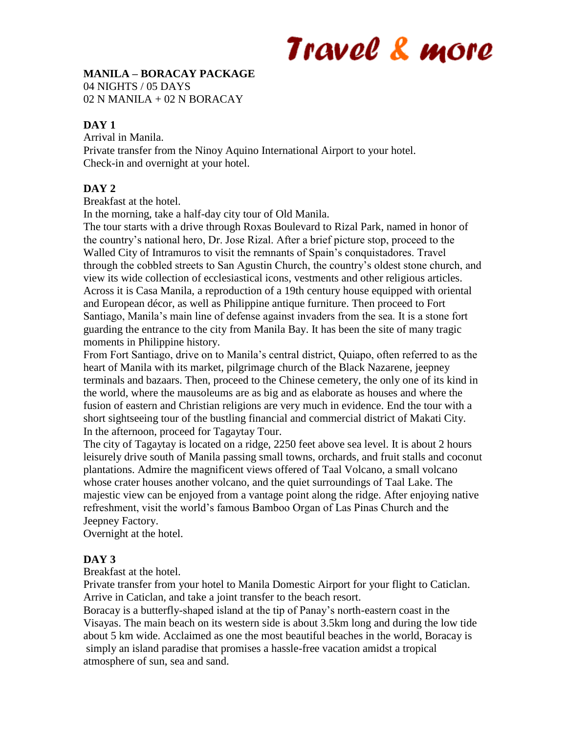Travel & more

**MANILA – BORACAY PACKAGE**
04 NIGHTS / 05 DAYS
02 N MANILA + 02 N BORACAY

**DAY 1**

Arrival in Manila.
Private transfer from the Ninoy Aquino International Airport to your hotel.
Check-in and overnight at your hotel.

**DAY 2**

Breakfast at the hotel.
In the morning, take a half-day city tour of Old Manila.
The tour starts with a drive through Roxas Boulevard to Rizal Park, named in honor of the country's national hero, Dr. Jose Rizal. After a brief picture stop, proceed to the Walled City of Intramuros to visit the remnants of Spain's conquistadores. Travel through the cobbled streets to San Agustin Church, the country's oldest stone church, and view its wide collection of ecclesiastical icons, vestments and other religious articles. Across it is Casa Manila, a reproduction of a 19th century house equipped with oriental and European décor, as well as Philippine antique furniture. Then proceed to Fort Santiago, Manila's main line of defense against invaders from the sea. It is a stone fort guarding the entrance to the city from Manila Bay. It has been the site of many tragic moments in Philippine history.
From Fort Santiago, drive on to Manila's central district, Quiapo, often referred to as the heart of Manila with its market, pilgrimage church of the Black Nazarene, jeepney terminals and bazaars. Then, proceed to the Chinese cemetery, the only one of its kind in the world, where the mausoleums are as big and as elaborate as houses and where the fusion of eastern and Christian religions are very much in evidence. End the tour with a short sightseeing tour of the bustling financial and commercial district of Makati City.
In the afternoon, proceed for Tagaytay Tour.
The city of Tagaytay is located on a ridge, 2250 feet above sea level. It is about 2 hours leisurely drive south of Manila passing small towns, orchards, and fruit stalls and coconut plantations. Admire the magnificent views offered of Taal Volcano, a small volcano whose crater houses another volcano, and the quiet surroundings of Taal Lake. The majestic view can be enjoyed from a vantage point along the ridge. After enjoying native refreshment, visit the world's famous Bamboo Organ of Las Pinas Church and the Jeepney Factory.
Overnight at the hotel.

**DAY 3**

Breakfast at the hotel.
Private transfer from your hotel to Manila Domestic Airport for your flight to Caticlan.
Arrive in Caticlan, and take a joint transfer to the beach resort.
Boracay is a butterfly-shaped island at the tip of Panay's north-eastern coast in the Visayas. The main beach on its western side is about 3.5km long and during the low tide about 5 km wide. Acclaimed as one the most beautiful beaches in the world, Boracay is simply an island paradise that promises a hassle-free vacation amidst a tropical atmosphere of sun, sea and sand.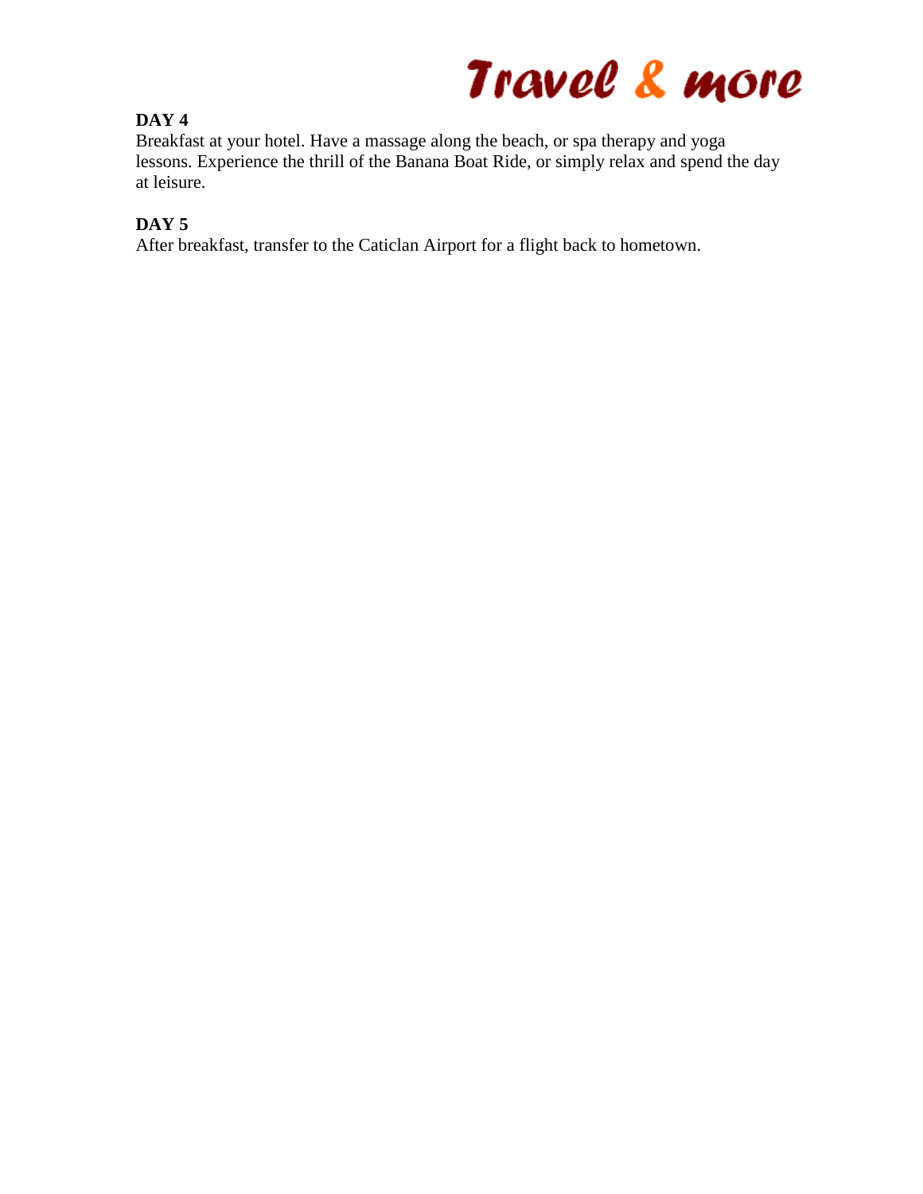**DAY 4**
Breakfast at your hotel. Have a massage along the beach, or spa therapy and yoga lessons. Experience the thrill of the Banana Boat Ride, or simply relax and spend the day at leisure.

**DAY 5**
After breakfast, transfer to the Caticlan Airport for a flight back to hometown.